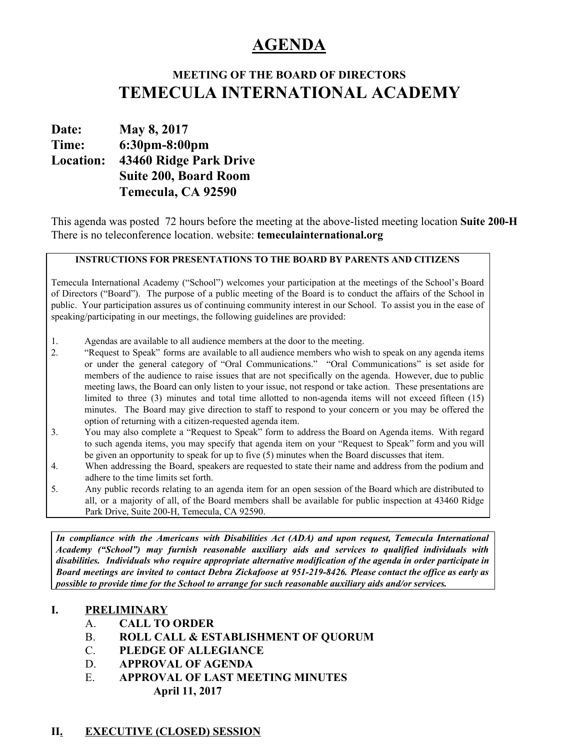# AGENDA

## MEETING OF THE BOARD OF DIRECTORS

# TEMECULA INTERNATIONAL ACADEMY

**Date:** **May 8, 2017**
**Time:** **6:30pm-8:00pm**
**Location:** **43460 Ridge Park Drive**
**Suite 200, Board Room**
**Temecula, CA 92590**

This agenda was posted 72 hours before the meeting at the above-listed meeting location **Suite 200-H** There is no teleconference location. website: **temeculainternational.org**

**INSTRUCTIONS FOR PRESENTATIONS TO THE BOARD BY PARENTS AND CITIZENS**

Temecula International Academy ("School") welcomes your participation at the meetings of the School's Board of Directors ("Board"). The purpose of a public meeting of the Board is to conduct the affairs of the School in public. Your participation assures us of continuing community interest in our School. To assist you in the ease of speaking/participating in our meetings, the following guidelines are provided:

1. Agendas are available to all audience members at the door to the meeting.
2. "Request to Speak" forms are available to all audience members who wish to speak on any agenda items or under the general category of "Oral Communications." "Oral Communications" is set aside for members of the audience to raise issues that are not specifically on the agenda. However, due to public meeting laws, the Board can only listen to your issue, not respond or take action. These presentations are limited to three (3) minutes and total time allotted to non-agenda items will not exceed fifteen (15) minutes. The Board may give direction to staff to respond to your concern or you may be offered the option of returning with a citizen-requested agenda item.
3. You may also complete a "Request to Speak" form to address the Board on Agenda items. With regard to such agenda items, you may specify that agenda item on your "Request to Speak" form and you will be given an opportunity to speak for up to five (5) minutes when the Board discusses that item.
4. When addressing the Board, speakers are requested to state their name and address from the podium and adhere to the time limits set forth.
5. Any public records relating to an agenda item for an open session of the Board which are distributed to all, or a majority of all, of the Board members shall be available for public inspection at 43460 Ridge Park Drive, Suite 200-H, Temecula, CA 92590.

***In compliance with the Americans with Disabilities Act (ADA) and upon request, Temecula International Academy ("School") may furnish reasonable auxiliary aids and services to qualified individuals with disabilities. Individuals who require appropriate alternative modification of the agenda in order participate in Board meetings are invited to contact Debra Zickafoose at 951-219-8426. Please contact the office as early as possible to provide time for the School to arrange for such reasonable auxiliary aids and/or services.***

## I. PRELIMINARY

- A. **CALL TO ORDER**
- B. **ROLL CALL & ESTABLISHMENT OF QUORUM**
- C. **PLEDGE OF ALLEGIANCE**
- D. **APPROVAL OF AGENDA**
- E. **APPROVAL OF LAST MEETING MINUTES**
  **April 11, 2017**

## II. EXECUTIVE (CLOSED) SESSION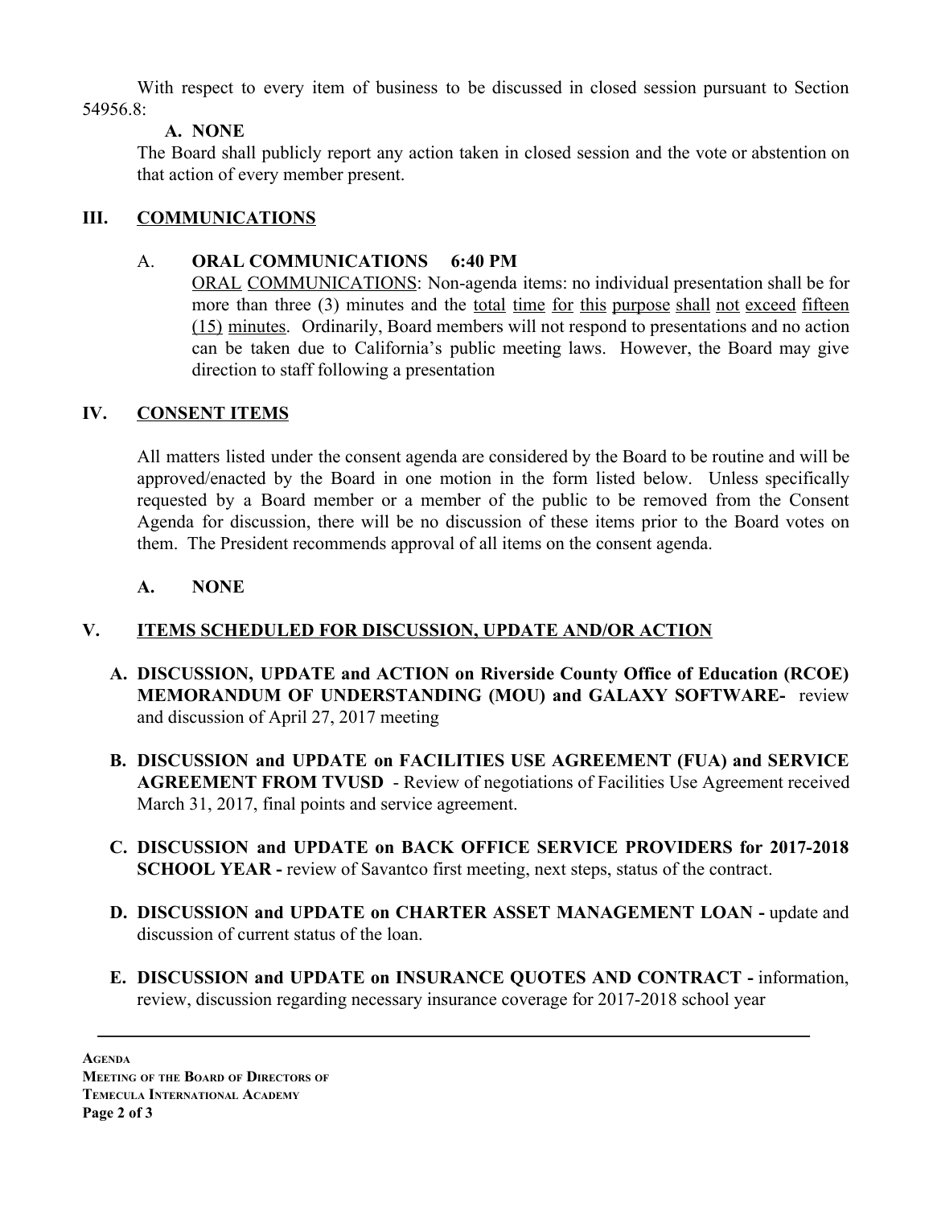With respect to every item of business to be discussed in closed session pursuant to Section 54956.8:

**A. NONE**

The Board shall publicly report any action taken in closed session and the vote or abstention on that action of every member present.

## III. COMMUNICATIONS

### A. ORAL COMMUNICATIONS 6:40 PM

ORAL COMMUNICATIONS: Non-agenda items: no individual presentation shall be for more than three (3) minutes and the total time for this purpose shall not exceed fifteen (15) minutes. Ordinarily, Board members will not respond to presentations and no action can be taken due to California's public meeting laws. However, the Board may give direction to staff following a presentation

## IV. CONSENT ITEMS

All matters listed under the consent agenda are considered by the Board to be routine and will be approved/enacted by the Board in one motion in the form listed below. Unless specifically requested by a Board member or a member of the public to be removed from the Consent Agenda for discussion, there will be no discussion of these items prior to the Board votes on them. The President recommends approval of all items on the consent agenda.

**A. NONE**

## V. ITEMS SCHEDULED FOR DISCUSSION, UPDATE AND/OR ACTION

**A. DISCUSSION, UPDATE and ACTION on Riverside County Office of Education (RCOE) MEMORANDUM OF UNDERSTANDING (MOU) and GALAXY SOFTWARE-** review and discussion of April 27, 2017 meeting

**B. DISCUSSION and UPDATE on FACILITIES USE AGREEMENT (FUA) and SERVICE AGREEMENT FROM TVUSD** - Review of negotiations of Facilities Use Agreement received March 31, 2017, final points and service agreement.

**C. DISCUSSION and UPDATE on BACK OFFICE SERVICE PROVIDERS for 2017-2018 SCHOOL YEAR -** review of Savantco first meeting, next steps, status of the contract.

**D. DISCUSSION and UPDATE on CHARTER ASSET MANAGEMENT LOAN -** update and discussion of current status of the loan.

**E. DISCUSSION and UPDATE on INSURANCE QUOTES AND CONTRACT -** information, review, discussion regarding necessary insurance coverage for 2017-2018 school year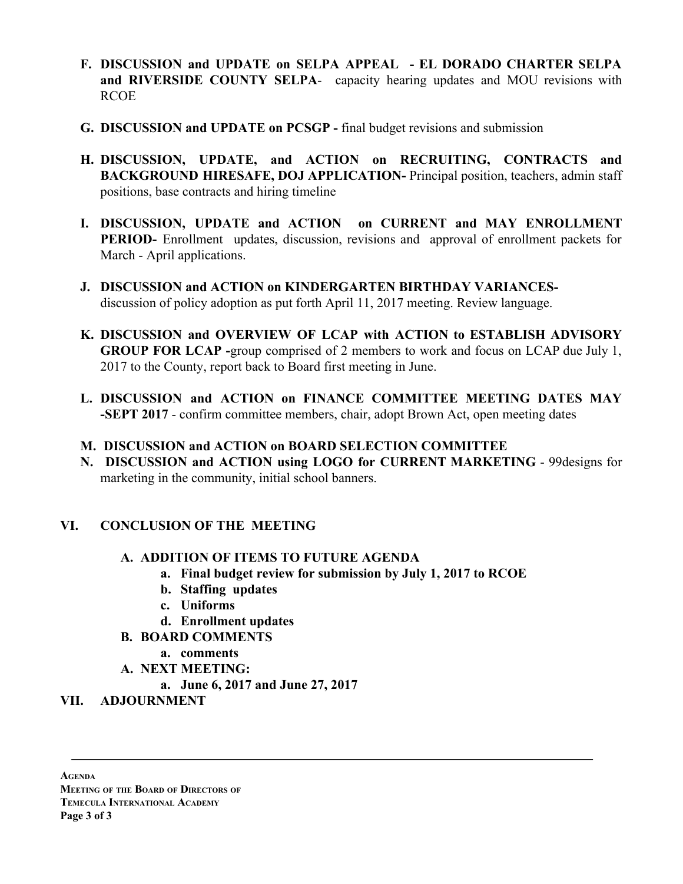F. **DISCUSSION and UPDATE on SELPA APPEAL - EL DORADO CHARTER SELPA and RIVERSIDE COUNTY SELPA**- capacity hearing updates and MOU revisions with RCOE

G. **DISCUSSION and UPDATE on PCSGP -** final budget revisions and submission

H. **DISCUSSION, UPDATE, and ACTION on RECRUITING, CONTRACTS and BACKGROUND HIRESAFE, DOJ APPLICATION-** Principal position, teachers, admin staff positions, base contracts and hiring timeline

I. **DISCUSSION, UPDATE and ACTION on CURRENT and MAY ENROLLMENT PERIOD-** Enrollment updates, discussion, revisions and approval of enrollment packets for March - April applications.

J. **DISCUSSION and ACTION on KINDERGARTEN BIRTHDAY VARIANCES-** discussion of policy adoption as put forth April 11, 2017 meeting. Review language.

K. **DISCUSSION and OVERVIEW OF LCAP with ACTION to ESTABLISH ADVISORY GROUP FOR LCAP -**group comprised of 2 members to work and focus on LCAP due July 1, 2017 to the County, report back to Board first meeting in June.

L. **DISCUSSION and ACTION on FINANCE COMMITTEE MEETING DATES MAY -SEPT 2017** - confirm committee members, chair, adopt Brown Act, open meeting dates

M. **DISCUSSION and ACTION on BOARD SELECTION COMMITTEE**

N. **DISCUSSION and ACTION using LOGO for CURRENT MARKETING** - 99designs for marketing in the community, initial school banners.

## VI. CONCLUSION OF THE MEETING

- **A. ADDITION OF ITEMS TO FUTURE AGENDA**
  - **a. Final budget review for submission by July 1, 2017 to RCOE**
  - **b. Staffing updates**
  - **c. Uniforms**
  - **d. Enrollment updates**
- **B. BOARD COMMENTS**
  - **a. comments**
- **A. NEXT MEETING:**
  - **a. June 6, 2017 and June 27, 2017**

## VII. ADJOURNMENT